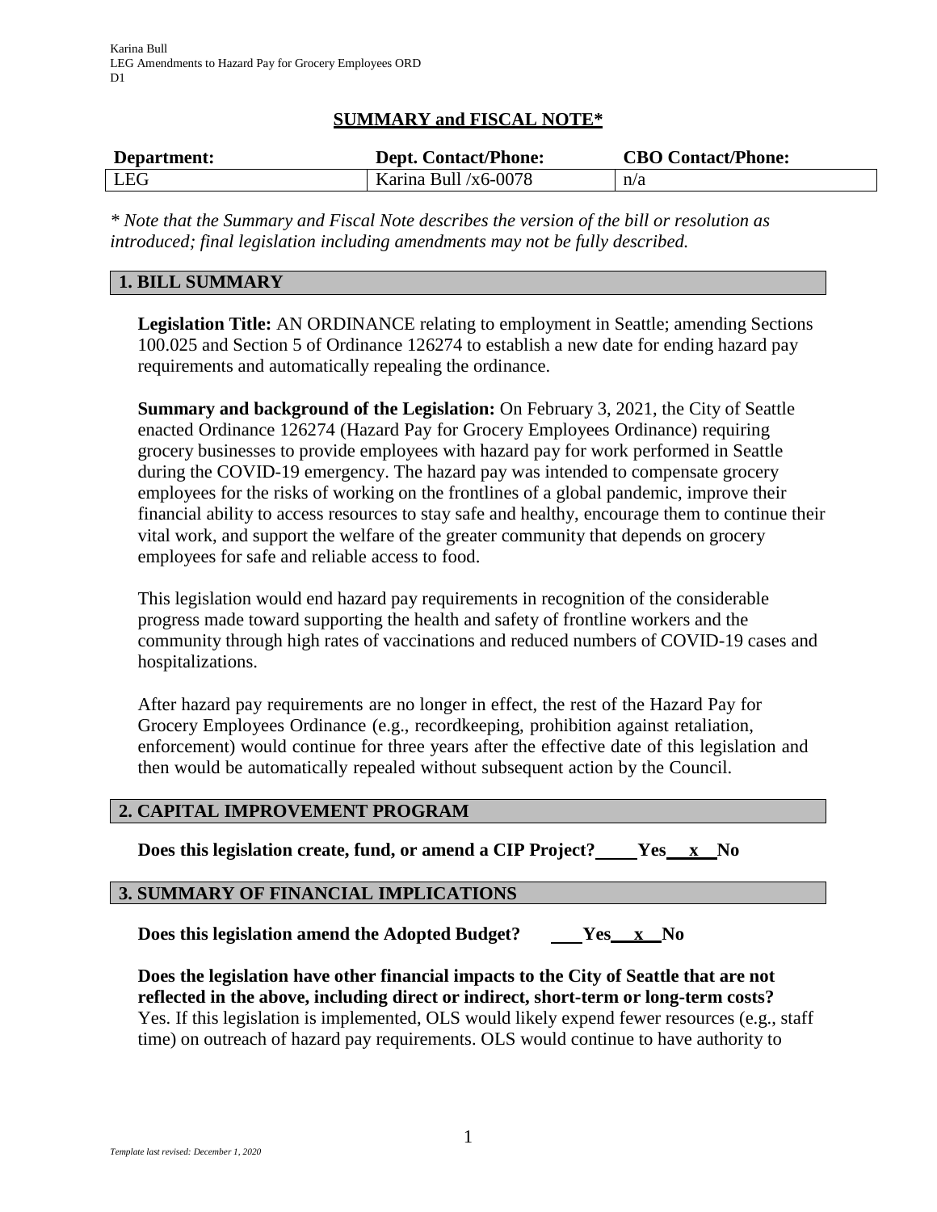Karina Bull
LEG Amendments to Hazard Pay for Grocery Employees ORD
D1

## SUMMARY and FISCAL NOTE*

| Department: | Dept. Contact/Phone: | CBO Contact/Phone: |
|---|---|---|
| LEG | Karina Bull /x6-0078 | n/a |

*\* Note that the Summary and Fiscal Note describes the version of the bill or resolution as introduced; final legislation including amendments may not be fully described.*

### 1. BILL SUMMARY

**Legislation Title:** AN ORDINANCE relating to employment in Seattle; amending Sections 100.025 and Section 5 of Ordinance 126274 to establish a new date for ending hazard pay requirements and automatically repealing the ordinance.

**Summary and background of the Legislation:** On February 3, 2021, the City of Seattle enacted Ordinance 126274 (Hazard Pay for Grocery Employees Ordinance) requiring grocery businesses to provide employees with hazard pay for work performed in Seattle during the COVID-19 emergency. The hazard pay was intended to compensate grocery employees for the risks of working on the frontlines of a global pandemic, improve their financial ability to access resources to stay safe and healthy, encourage them to continue their vital work, and support the welfare of the greater community that depends on grocery employees for safe and reliable access to food.

This legislation would end hazard pay requirements in recognition of the considerable progress made toward supporting the health and safety of frontline workers and the community through high rates of vaccinations and reduced numbers of COVID-19 cases and hospitalizations.

After hazard pay requirements are no longer in effect, the rest of the Hazard Pay for Grocery Employees Ordinance (e.g., recordkeeping, prohibition against retaliation, enforcement) would continue for three years after the effective date of this legislation and then would be automatically repealed without subsequent action by the Council.

### 2. CAPITAL IMPROVEMENT PROGRAM

**Does this legislation create, fund, or amend a CIP Project? \_\_\_\_ Yes \_\_x\_\_ No**

### 3. SUMMARY OF FINANCIAL IMPLICATIONS

**Does this legislation amend the Adopted Budget? \_\_\_ Yes \_\_x\_\_ No**

**Does the legislation have other financial impacts to the City of Seattle that are not reflected in the above, including direct or indirect, short-term or long-term costs?**
Yes. If this legislation is implemented, OLS would likely expend fewer resources (e.g., staff time) on outreach of hazard pay requirements. OLS would continue to have authority to

*Template last revised: December 1, 2020*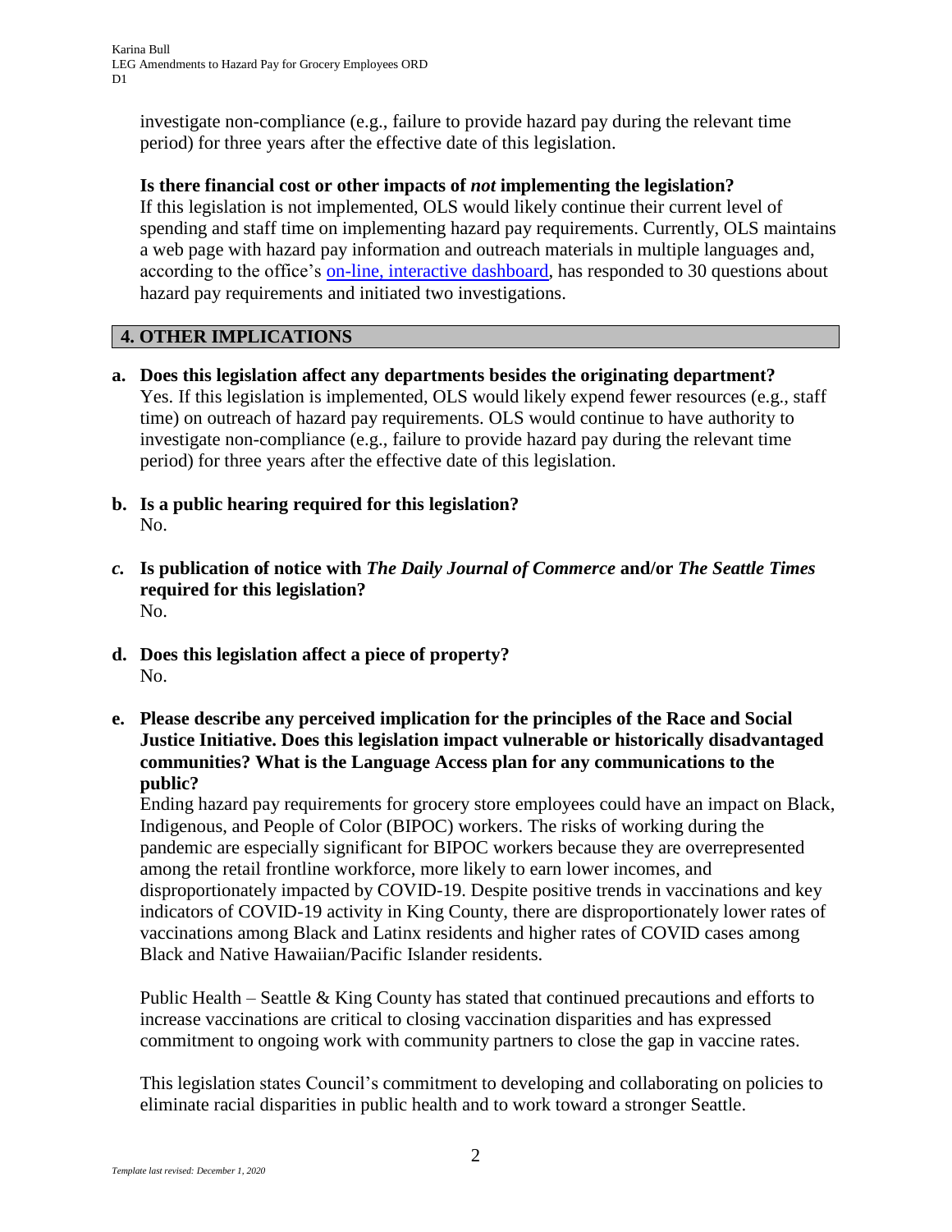investigate non-compliance (e.g., failure to provide hazard pay during the relevant time period) for three years after the effective date of this legislation.

**Is there financial cost or other impacts of *not* implementing the legislation?**
If this legislation is not implemented, OLS would likely continue their current level of spending and staff time on implementing hazard pay requirements. Currently, OLS maintains a web page with hazard pay information and outreach materials in multiple languages and, according to the office's on-line, interactive dashboard, has responded to 30 questions about hazard pay requirements and initiated two investigations.

## 4. OTHER IMPLICATIONS

**a. Does this legislation affect any departments besides the originating department?**
Yes. If this legislation is implemented, OLS would likely expend fewer resources (e.g., staff time) on outreach of hazard pay requirements. OLS would continue to have authority to investigate non-compliance (e.g., failure to provide hazard pay during the relevant time period) for three years after the effective date of this legislation.

**b. Is a public hearing required for this legislation?**
No.

***c.* Is publication of notice with *The Daily Journal of Commerce* and/or *The Seattle Times* required for this legislation?**
No.

**d. Does this legislation affect a piece of property?**
No.

**e. Please describe any perceived implication for the principles of the Race and Social Justice Initiative. Does this legislation impact vulnerable or historically disadvantaged communities? What is the Language Access plan for any communications to the public?**
Ending hazard pay requirements for grocery store employees could have an impact on Black, Indigenous, and People of Color (BIPOC) workers. The risks of working during the pandemic are especially significant for BIPOC workers because they are overrepresented among the retail frontline workforce, more likely to earn lower incomes, and disproportionately impacted by COVID-19. Despite positive trends in vaccinations and key indicators of COVID-19 activity in King County, there are disproportionately lower rates of vaccinations among Black and Latinx residents and higher rates of COVID cases among Black and Native Hawaiian/Pacific Islander residents.

Public Health – Seattle & King County has stated that continued precautions and efforts to increase vaccinations are critical to closing vaccination disparities and has expressed commitment to ongoing work with community partners to close the gap in vaccine rates.

This legislation states Council's commitment to developing and collaborating on policies to eliminate racial disparities in public health and to work toward a stronger Seattle.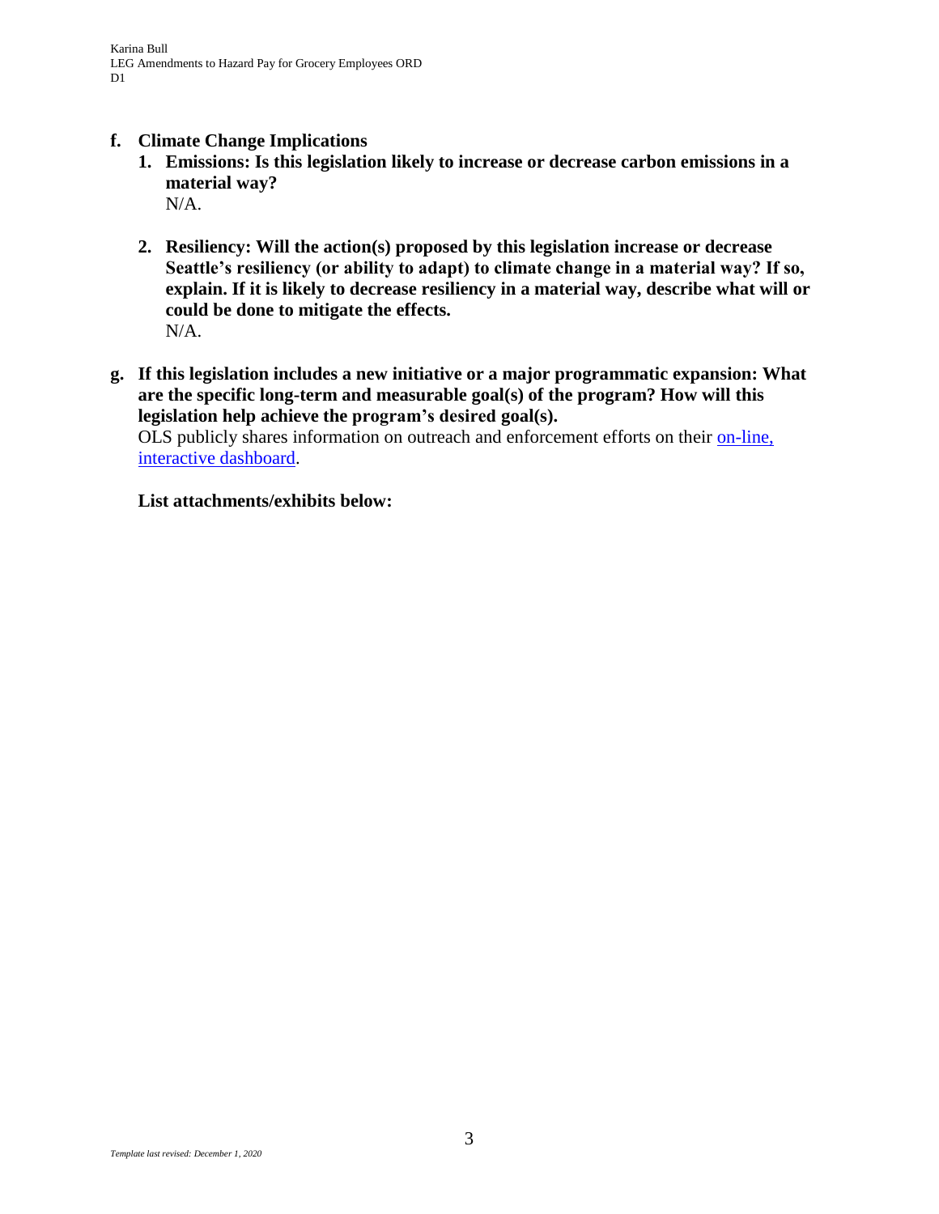**f. Climate Change Implications**

1. **Emissions: Is this legislation likely to increase or decrease carbon emissions in a material way?**
   N/A.

2. **Resiliency: Will the action(s) proposed by this legislation increase or decrease Seattle's resiliency (or ability to adapt) to climate change in a material way? If so, explain. If it is likely to decrease resiliency in a material way, describe what will or could be done to mitigate the effects.**
   N/A.

**g. If this legislation includes a new initiative or a major programmatic expansion: What are the specific long-term and measurable goal(s) of the program? How will this legislation help achieve the program's desired goal(s).**

OLS publicly shares information on outreach and enforcement efforts on their on-line, interactive dashboard.

**List attachments/exhibits below:**